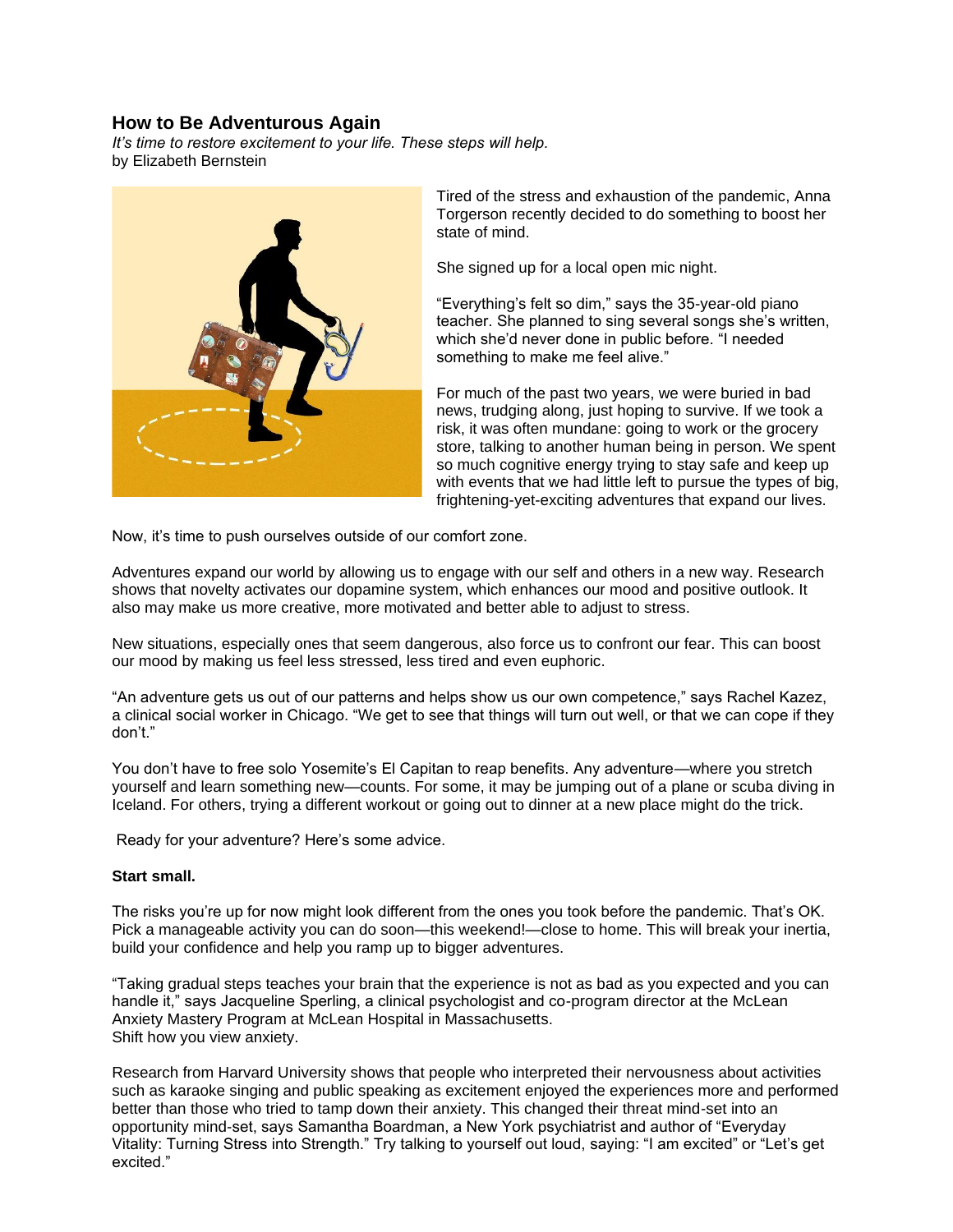# How to Be Adventurous Again

*It's time to restore excitement to your life. These steps will help.*
by Elizabeth Bernstein

Tired of the stress and exhaustion of the pandemic, Anna Torgerson recently decided to do something to boost her state of mind.

She signed up for a local open mic night.

"Everything's felt so dim," says the 35-year-old piano teacher. She planned to sing several songs she's written, which she'd never done in public before. "I needed something to make me feel alive."

For much of the past two years, we were buried in bad news, trudging along, just hoping to survive. If we took a risk, it was often mundane: going to work or the grocery store, talking to another human being in person. We spent so much cognitive energy trying to stay safe and keep up with events that we had little left to pursue the types of big, frightening-yet-exciting adventures that expand our lives.

Now, it's time to push ourselves outside of our comfort zone.

Adventures expand our world by allowing us to engage with our self and others in a new way. Research shows that novelty activates our dopamine system, which enhances our mood and positive outlook. It also may make us more creative, more motivated and better able to adjust to stress.

New situations, especially ones that seem dangerous, also force us to confront our fear. This can boost our mood by making us feel less stressed, less tired and even euphoric.

"An adventure gets us out of our patterns and helps show us our own competence," says Rachel Kazez, a clinical social worker in Chicago. "We get to see that things will turn out well, or that we can cope if they don't."

You don't have to free solo Yosemite's El Capitan to reap benefits. Any adventure—where you stretch yourself and learn something new—counts. For some, it may be jumping out of a plane or scuba diving in Iceland. For others, trying a different workout or going out to dinner at a new place might do the trick.

Ready for your adventure? Here's some advice.

**Start small.**

The risks you're up for now might look different from the ones you took before the pandemic. That's OK. Pick a manageable activity you can do soon—this weekend!—close to home. This will break your inertia, build your confidence and help you ramp up to bigger adventures.

"Taking gradual steps teaches your brain that the experience is not as bad as you expected and you can handle it," says Jacqueline Sperling, a clinical psychologist and co-program director at the McLean Anxiety Mastery Program at McLean Hospital in Massachusetts.
Shift how you view anxiety.

Research from Harvard University shows that people who interpreted their nervousness about activities such as karaoke singing and public speaking as excitement enjoyed the experiences more and performed better than those who tried to tamp down their anxiety. This changed their threat mind-set into an opportunity mind-set, says Samantha Boardman, a New York psychiatrist and author of "Everyday Vitality: Turning Stress into Strength." Try talking to yourself out loud, saying: "I am excited" or "Let's get excited."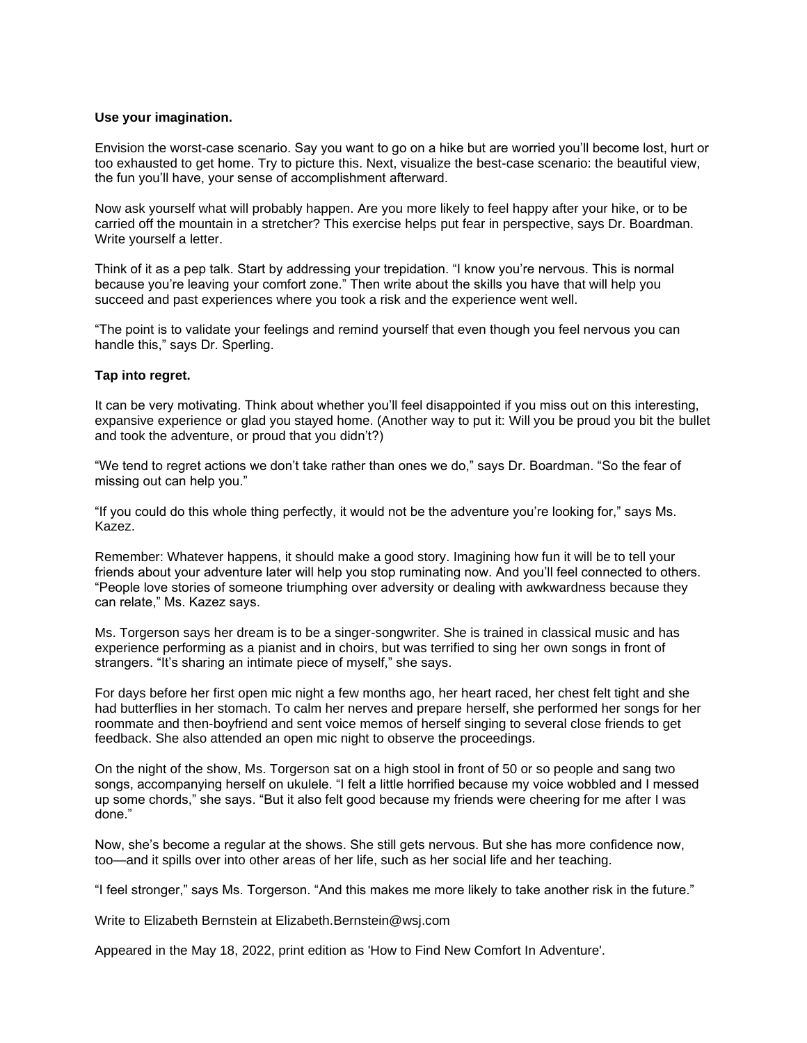**Use your imagination.**

Envision the worst-case scenario. Say you want to go on a hike but are worried you'll become lost, hurt or too exhausted to get home. Try to picture this. Next, visualize the best-case scenario: the beautiful view, the fun you'll have, your sense of accomplishment afterward.

Now ask yourself what will probably happen. Are you more likely to feel happy after your hike, or to be carried off the mountain in a stretcher? This exercise helps put fear in perspective, says Dr. Boardman. Write yourself a letter.

Think of it as a pep talk. Start by addressing your trepidation. "I know you're nervous. This is normal because you're leaving your comfort zone." Then write about the skills you have that will help you succeed and past experiences where you took a risk and the experience went well.

"The point is to validate your feelings and remind yourself that even though you feel nervous you can handle this," says Dr. Sperling.

**Tap into regret.**

It can be very motivating. Think about whether you'll feel disappointed if you miss out on this interesting, expansive experience or glad you stayed home. (Another way to put it: Will you be proud you bit the bullet and took the adventure, or proud that you didn't?)

"We tend to regret actions we don't take rather than ones we do," says Dr. Boardman. "So the fear of missing out can help you."

"If you could do this whole thing perfectly, it would not be the adventure you're looking for," says Ms. Kazez.

Remember: Whatever happens, it should make a good story. Imagining how fun it will be to tell your friends about your adventure later will help you stop ruminating now. And you'll feel connected to others. "People love stories of someone triumphing over adversity or dealing with awkwardness because they can relate," Ms. Kazez says.

Ms. Torgerson says her dream is to be a singer-songwriter. She is trained in classical music and has experience performing as a pianist and in choirs, but was terrified to sing her own songs in front of strangers. "It's sharing an intimate piece of myself," she says.

For days before her first open mic night a few months ago, her heart raced, her chest felt tight and she had butterflies in her stomach. To calm her nerves and prepare herself, she performed her songs for her roommate and then-boyfriend and sent voice memos of herself singing to several close friends to get feedback. She also attended an open mic night to observe the proceedings.

On the night of the show, Ms. Torgerson sat on a high stool in front of 50 or so people and sang two songs, accompanying herself on ukulele. "I felt a little horrified because my voice wobbled and I messed up some chords," she says. "But it also felt good because my friends were cheering for me after I was done."

Now, she's become a regular at the shows. She still gets nervous. But she has more confidence now, too—and it spills over into other areas of her life, such as her social life and her teaching.

"I feel stronger," says Ms. Torgerson. "And this makes me more likely to take another risk in the future."

Write to Elizabeth Bernstein at Elizabeth.Bernstein@wsj.com

Appeared in the May 18, 2022, print edition as 'How to Find New Comfort In Adventure'.